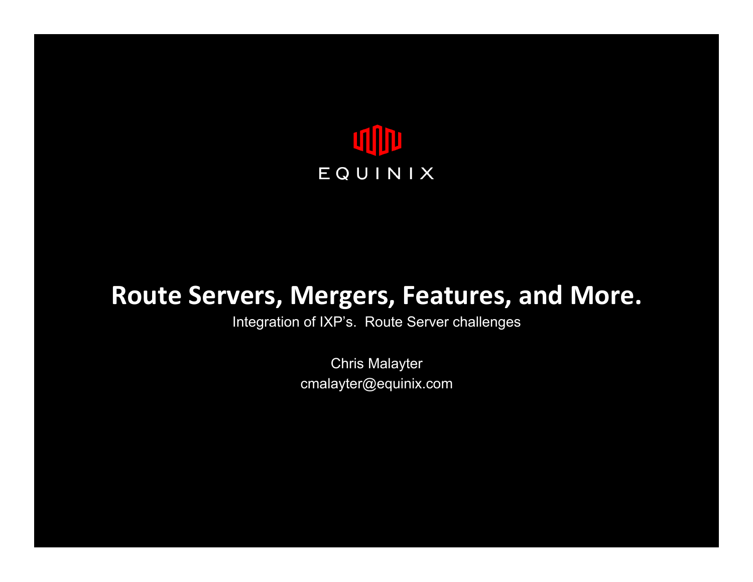EQUINIX

# Route Servers, Mergers, Features, and More.

Integration of IXP's.  Route Server challenges

Chris Malayter
cmalayter@equinix.com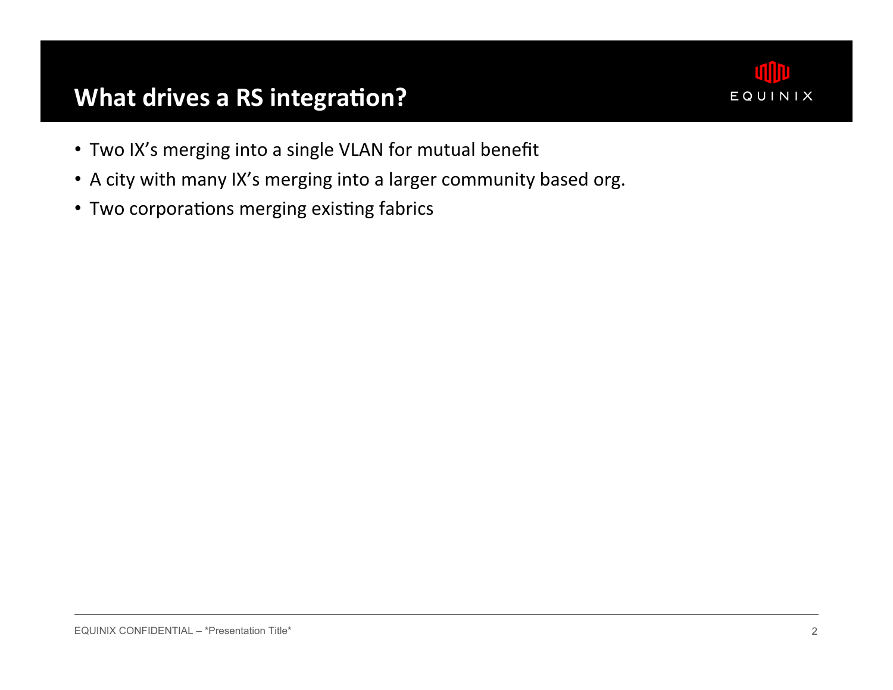# What drives a RS integration?

- Two IX's merging into a single VLAN for mutual benefit
- A city with many IX's merging into a larger community based org.
- Two corporations merging existing fabrics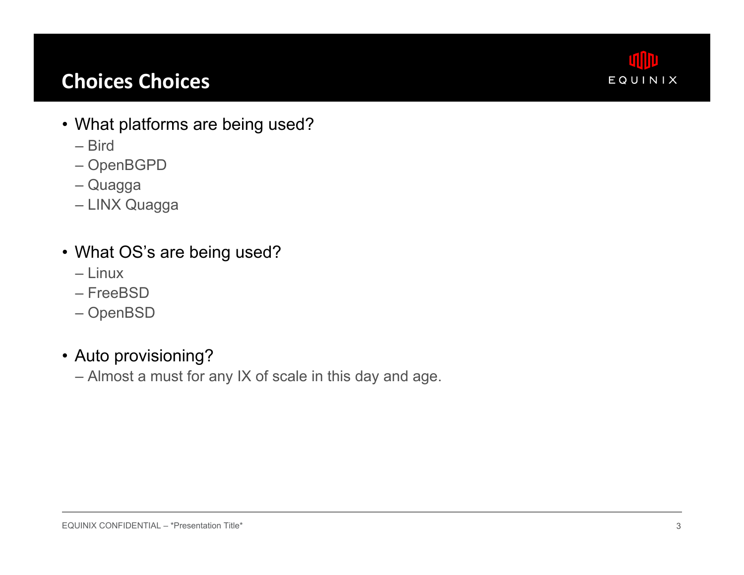# Choices Choices

- What platforms are being used?
  - Bird
  - OpenBGPD
  - Quagga
  - LINX Quagga

- What OS's are being used?
  - Linux
  - FreeBSD
  - OpenBSD

- Auto provisioning?
  - Almost a must for any IX of scale in this day and age.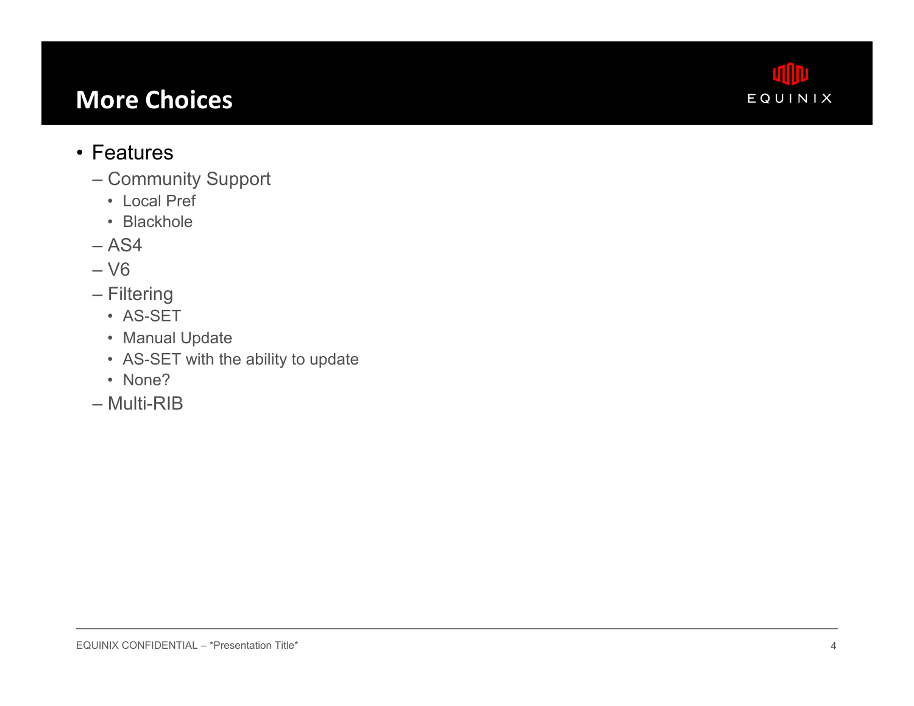# More Choices

- Features
  - Community Support
    - Local Pref
    - Blackhole
  - AS4
  - V6
  - Filtering
    - AS-SET
    - Manual Update
    - AS-SET with the ability to update
    - None?
  - Multi-RIB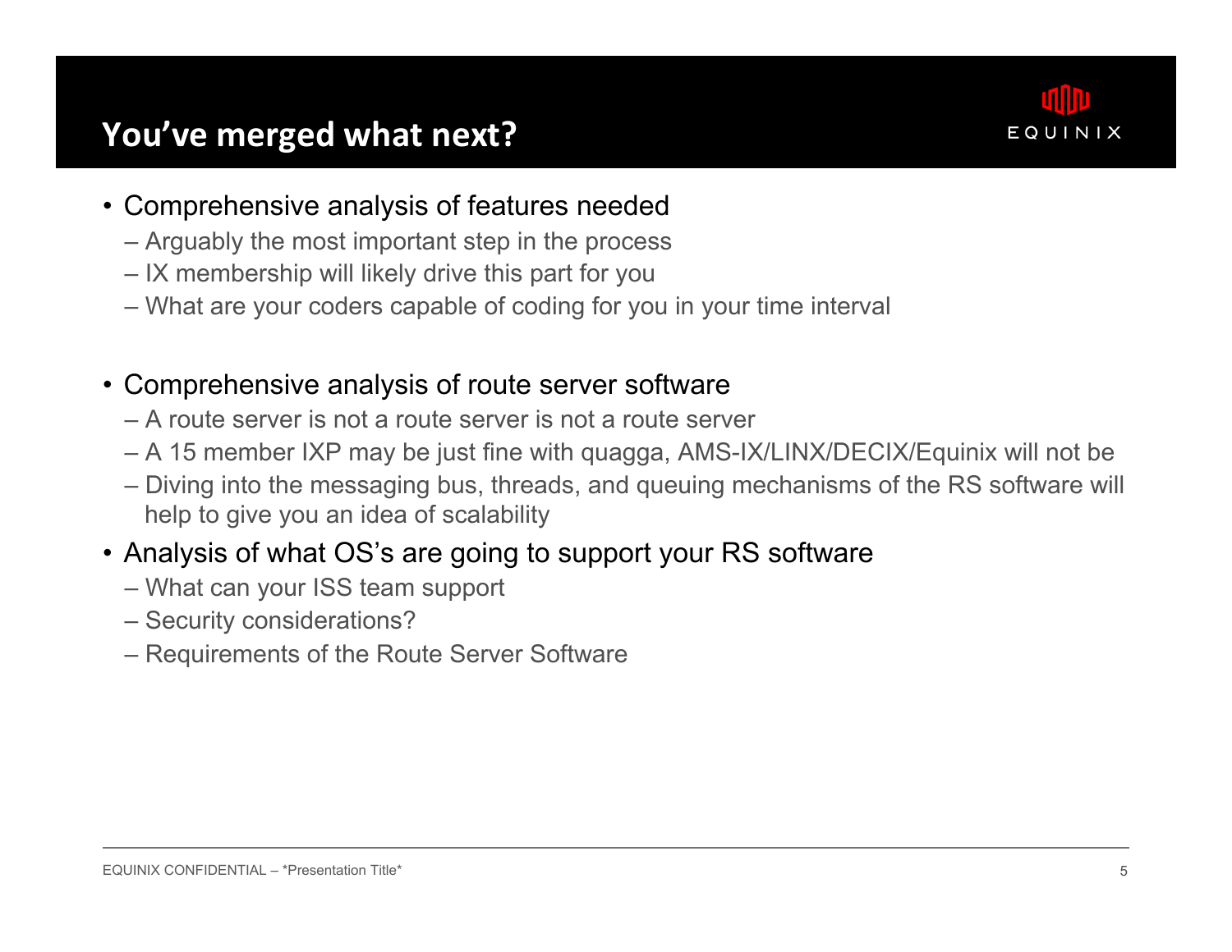# You've merged what next?

- Comprehensive analysis of features needed
  - Arguably the most important step in the process
  - IX membership will likely drive this part for you
  - What are your coders capable of coding for you in your time interval
- Comprehensive analysis of route server software
  - A route server is not a route server is not a route server
  - A 15 member IXP may be just fine with quagga, AMS-IX/LINX/DECIX/Equinix will not be
  - Diving into the messaging bus, threads, and queuing mechanisms of the RS software will help to give you an idea of scalability
- Analysis of what OS's are going to support your RS software
  - What can your ISS team support
  - Security considerations?
  - Requirements of the Route Server Software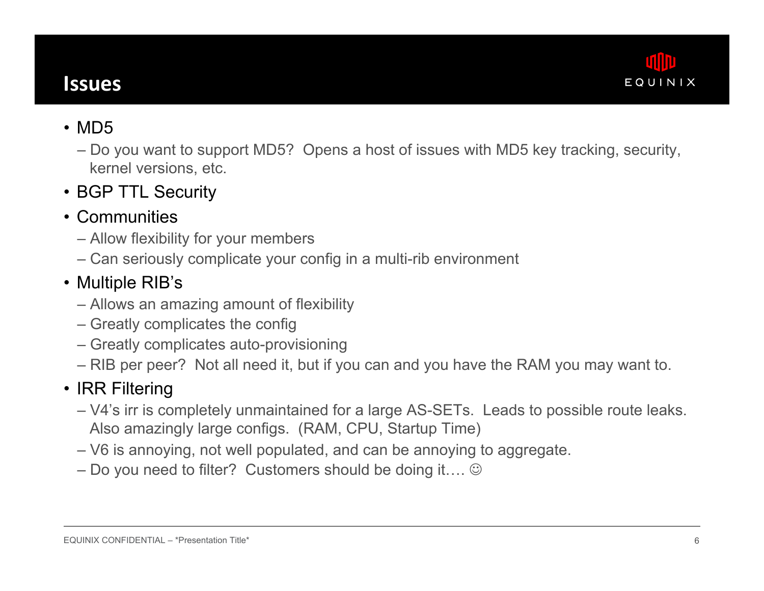# Issues

- MD5
  - Do you want to support MD5? Opens a host of issues with MD5 key tracking, security, kernel versions, etc.
- BGP TTL Security
- Communities
  - Allow flexibility for your members
  - Can seriously complicate your config in a multi-rib environment
- Multiple RIB's
  - Allows an amazing amount of flexibility
  - Greatly complicates the config
  - Greatly complicates auto-provisioning
  - RIB per peer? Not all need it, but if you can and you have the RAM you may want to.
- IRR Filtering
  - V4's irr is completely unmaintained for a large AS-SETs. Leads to possible route leaks. Also amazingly large configs. (RAM, CPU, Startup Time)
  - V6 is annoying, not well populated, and can be annoying to aggregate.
  - Do you need to filter? Customers should be doing it…. ☺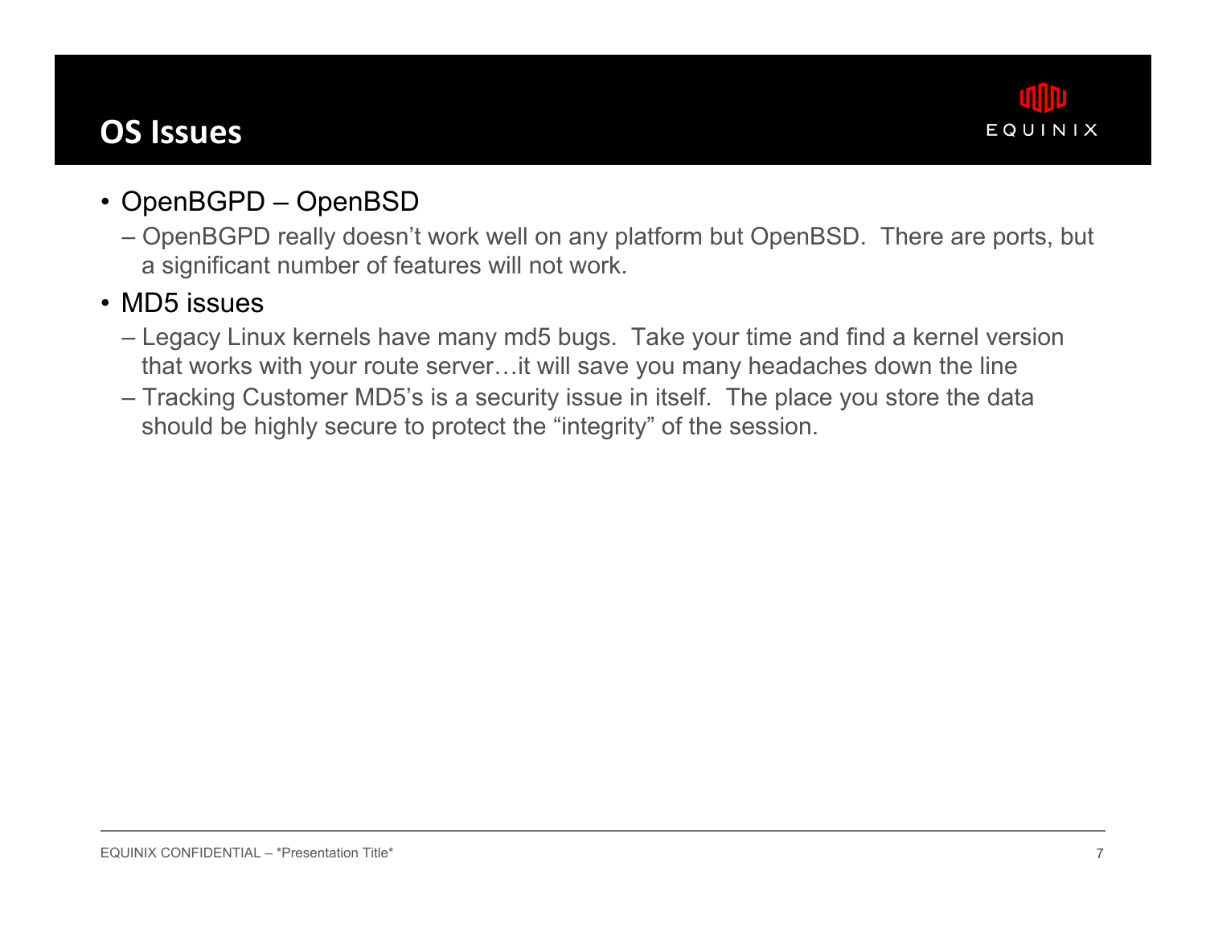# OS Issues

- OpenBGPD – OpenBSD
  - OpenBGPD really doesn't work well on any platform but OpenBSD. There are ports, but a significant number of features will not work.
- MD5 issues
  - Legacy Linux kernels have many md5 bugs. Take your time and find a kernel version that works with your route server…it will save you many headaches down the line
  - Tracking Customer MD5's is a security issue in itself. The place you store the data should be highly secure to protect the "integrity" of the session.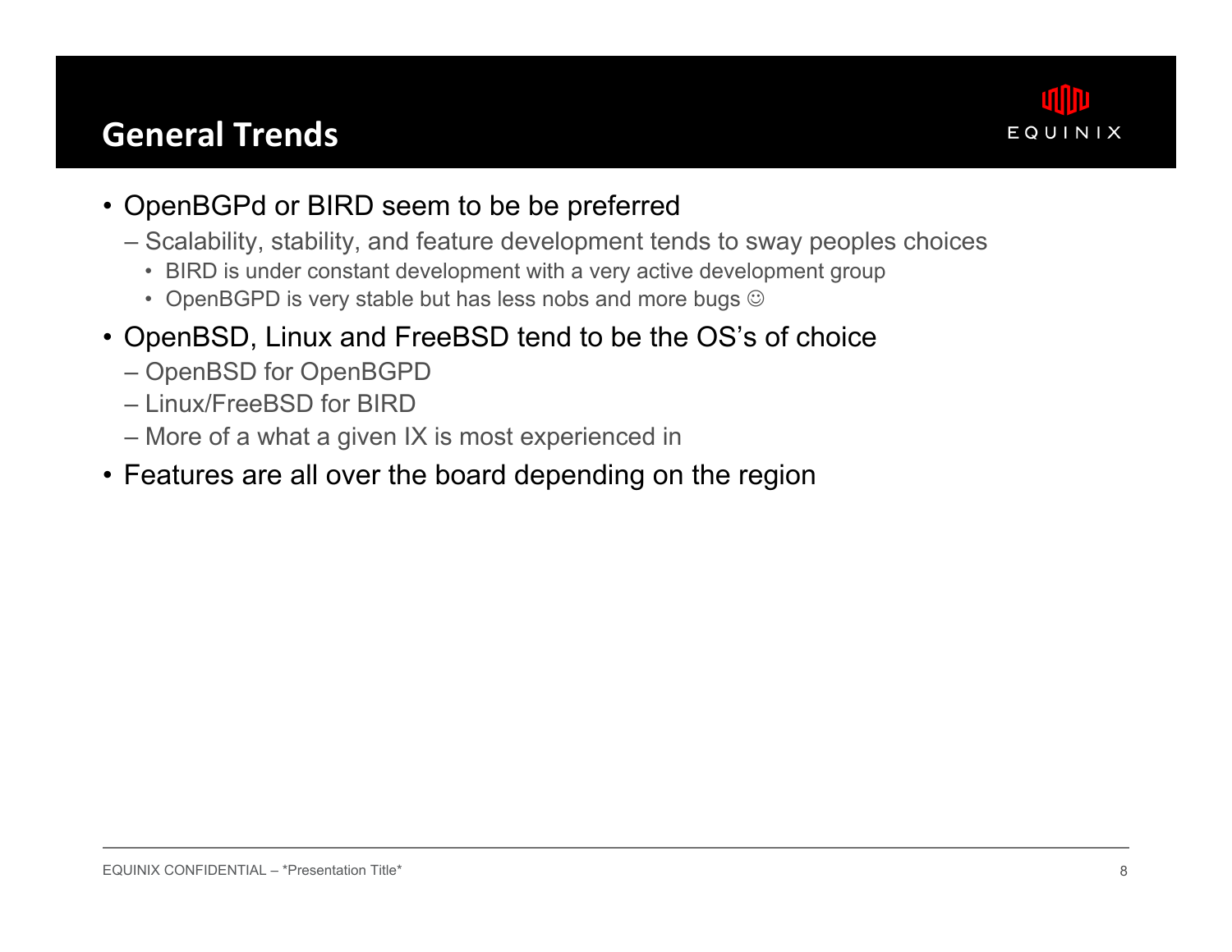# General Trends

- OpenBGPd or BIRD seem to be be preferred
  - Scalability, stability, and feature development tends to sway peoples choices
    - BIRD is under constant development with a very active development group
    - OpenBGPD is very stable but has less nobs and more bugs ☺
- OpenBSD, Linux and FreeBSD tend to be the OS's of choice
  - OpenBSD for OpenBGPD
  - Linux/FreeBSD for BIRD
  - More of a what a given IX is most experienced in
- Features are all over the board depending on the region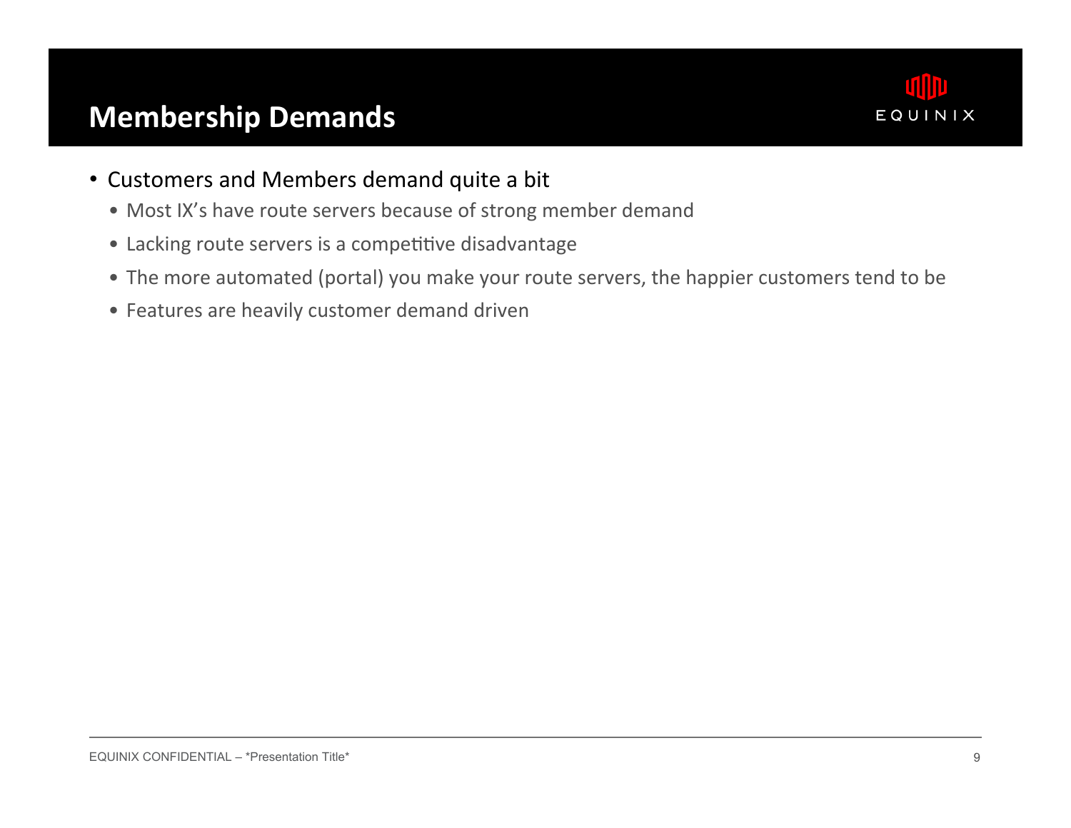# Membership Demands

- Customers and Members demand quite a bit
  - Most IX's have route servers because of strong member demand
  - Lacking route servers is a competitive disadvantage
  - The more automated (portal) you make your route servers, the happier customers tend to be
  - Features are heavily customer demand driven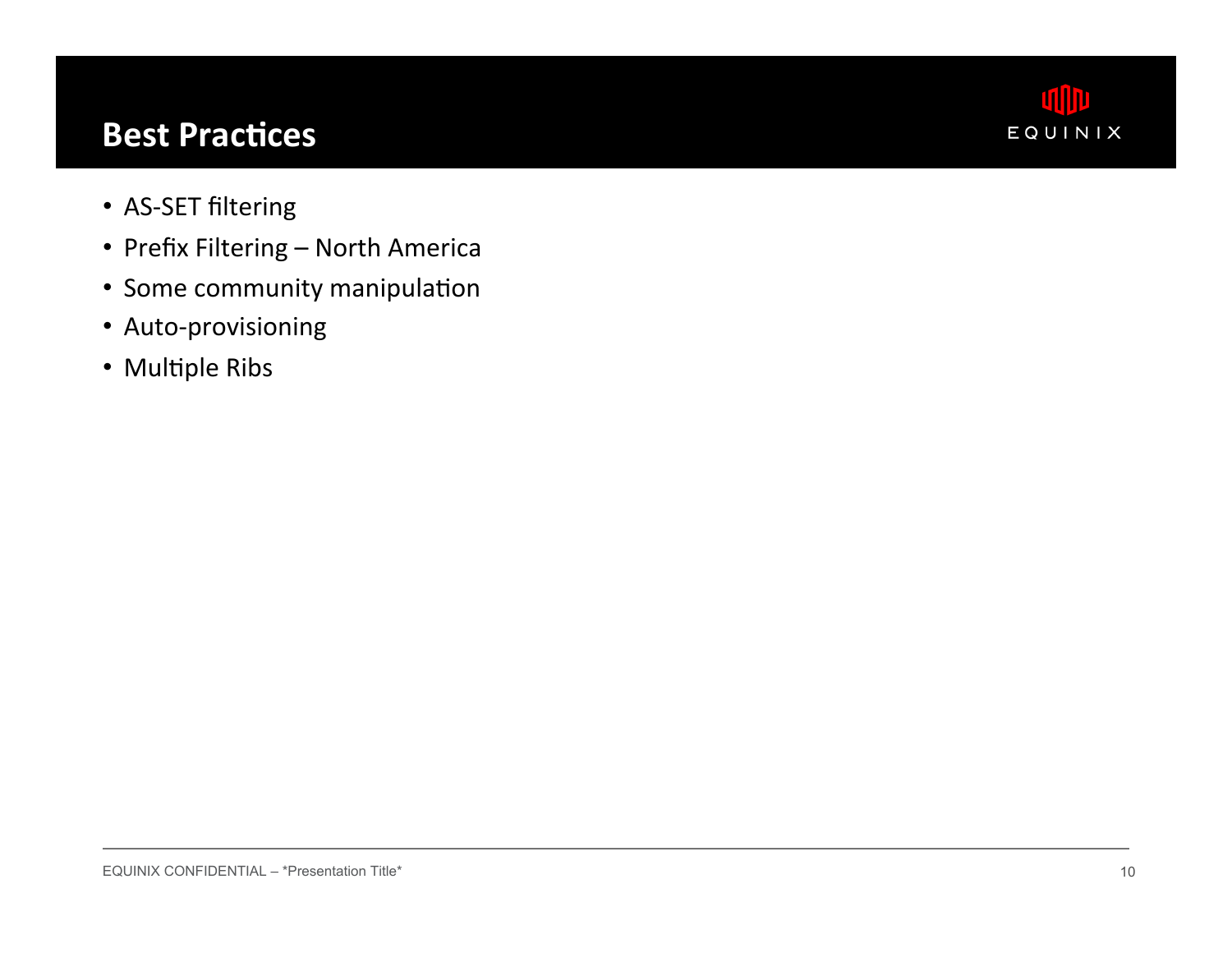# Best Practices

- AS-SET filtering
- Prefix Filtering – North America
- Some community manipulation
- Auto-provisioning
- Multiple Ribs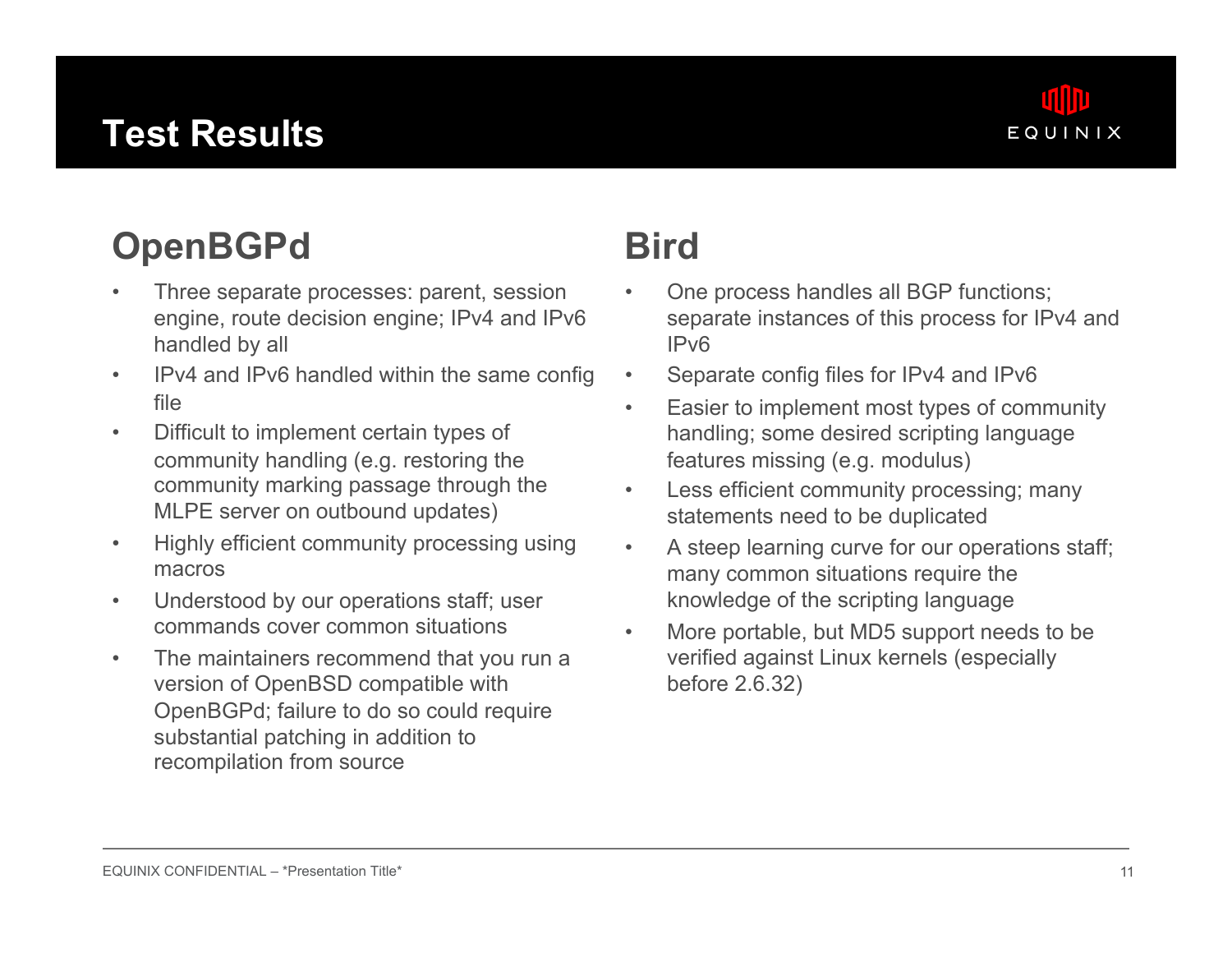# Test Results

## OpenBGPd

- Three separate processes: parent, session engine, route decision engine; IPv4 and IPv6 handled by all
- IPv4 and IPv6 handled within the same config file
- Difficult to implement certain types of community handling (e.g. restoring the community marking passage through the MLPE server on outbound updates)
- Highly efficient community processing using macros
- Understood by our operations staff; user commands cover common situations
- The maintainers recommend that you run a version of OpenBSD compatible with OpenBGPd; failure to do so could require substantial patching in addition to recompilation from source

## Bird

- One process handles all BGP functions; separate instances of this process for IPv4 and IPv6
- Separate config files for IPv4 and IPv6
- Easier to implement most types of community handling; some desired scripting language features missing (e.g. modulus)
- Less efficient community processing; many statements need to be duplicated
- A steep learning curve for our operations staff; many common situations require the knowledge of the scripting language
- More portable, but MD5 support needs to be verified against Linux kernels (especially before 2.6.32)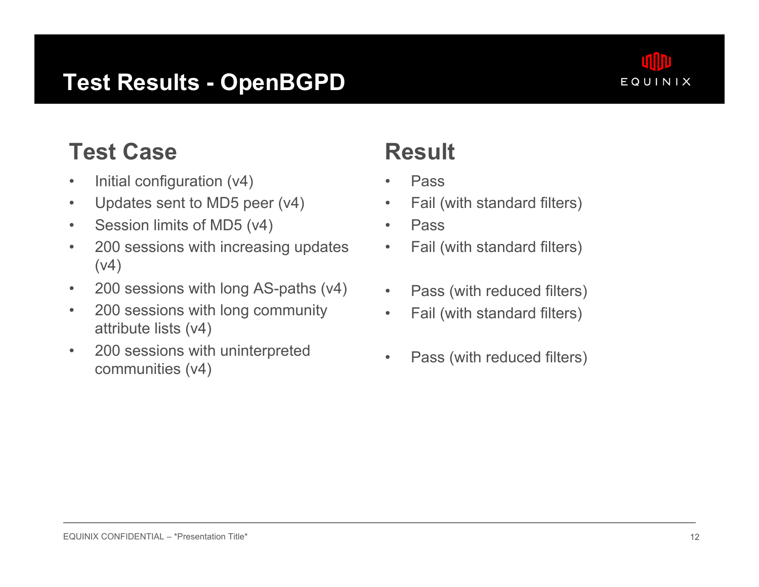# Test Results - OpenBGPD

| Test Case | Result |
| --- | --- |
| Initial configuration (v4) | Pass |
| Updates sent to MD5 peer (v4) | Fail (with standard filters) |
| Session limits of MD5 (v4) | Pass |
| 200 sessions with increasing updates (v4) | Fail (with standard filters) |
| 200 sessions with long AS-paths (v4) | Pass (with reduced filters) |
| 200 sessions with long community attribute lists (v4) | Fail (with standard filters) |
| 200 sessions with uninterpreted communities (v4) | Pass (with reduced filters) |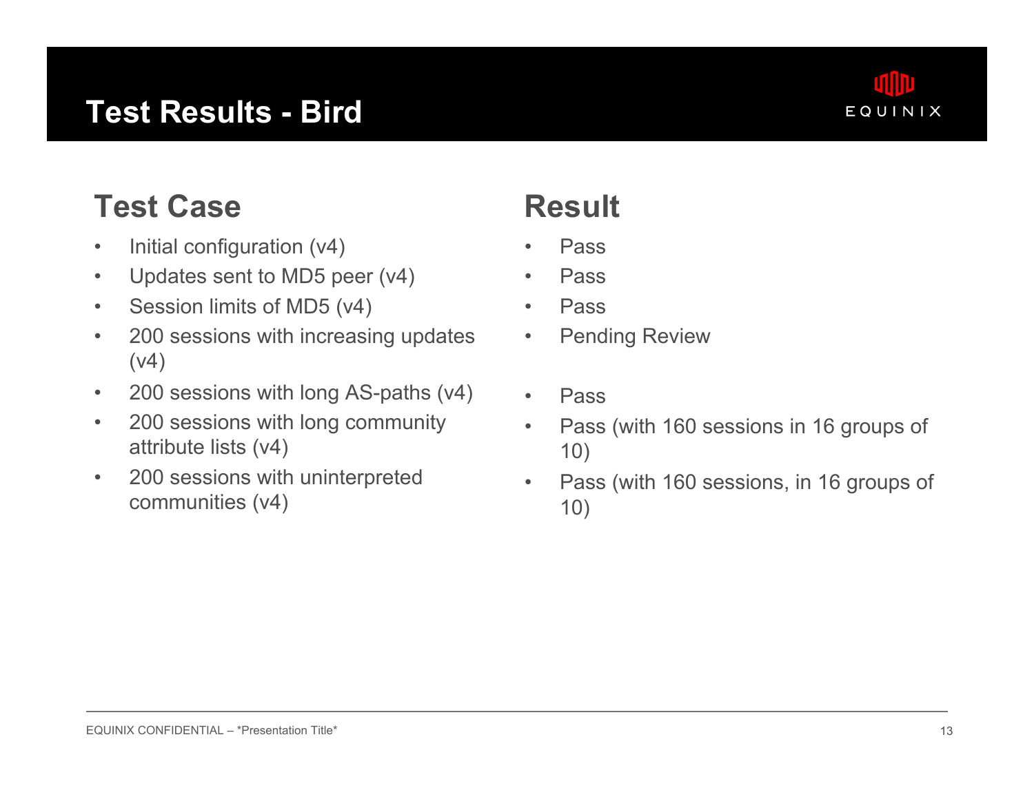# Test Results - Bird

| Test Case | Result |
| --- | --- |
| Initial configuration (v4) | Pass |
| Updates sent to MD5 peer (v4) | Pass |
| Session limits of MD5 (v4) | Pass |
| 200 sessions with increasing updates (v4) | Pending Review |
| 200 sessions with long AS-paths (v4) | Pass |
| 200 sessions with long community attribute lists (v4) | Pass (with 160 sessions in 16 groups of 10) |
| 200 sessions with uninterpreted communities (v4) | Pass (with 160 sessions, in 16 groups of 10) |

EQUINIX CONFIDENTIAL – *Presentation Title*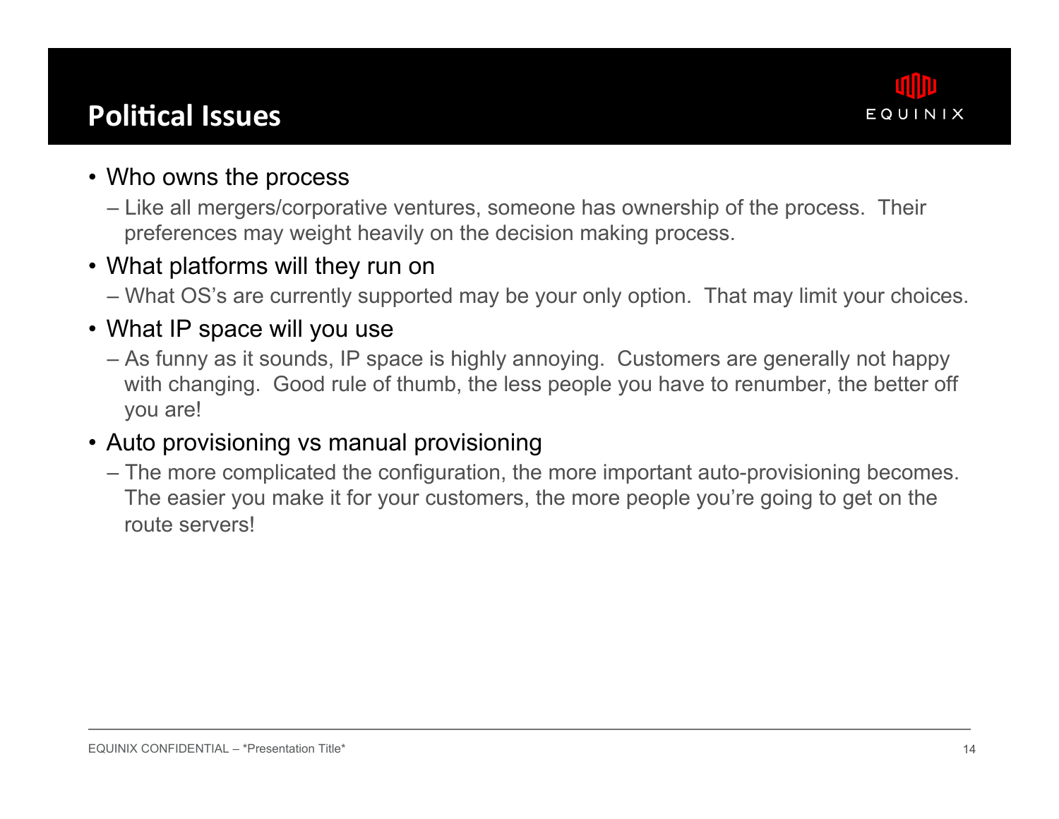# Political Issues

- Who owns the process
  - Like all mergers/corporative ventures, someone has ownership of the process. Their preferences may weight heavily on the decision making process.
- What platforms will they run on
  - What OS's are currently supported may be your only option. That may limit your choices.
- What IP space will you use
  - As funny as it sounds, IP space is highly annoying. Customers are generally not happy with changing. Good rule of thumb, the less people you have to renumber, the better off you are!
- Auto provisioning vs manual provisioning
  - The more complicated the configuration, the more important auto-provisioning becomes. The easier you make it for your customers, the more people you're going to get on the route servers!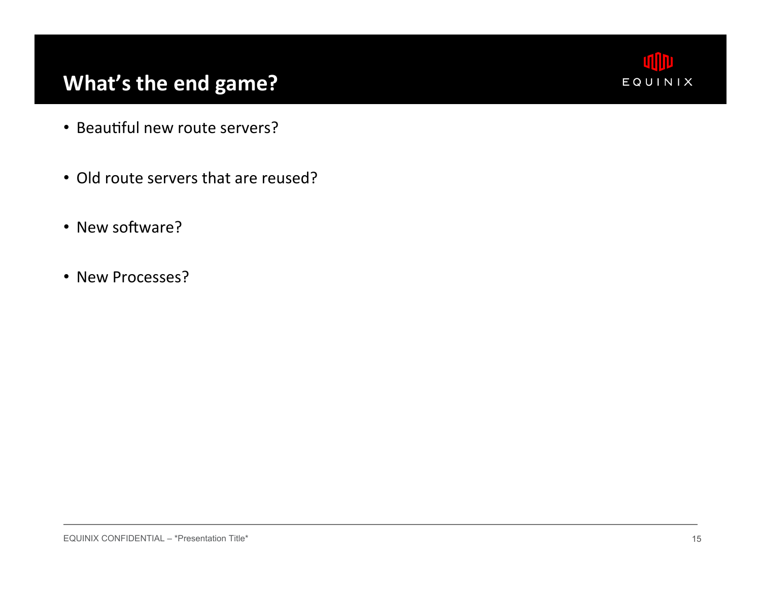# What's the end game?

- Beautiful new route servers?
- Old route servers that are reused?
- New software?
- New Processes?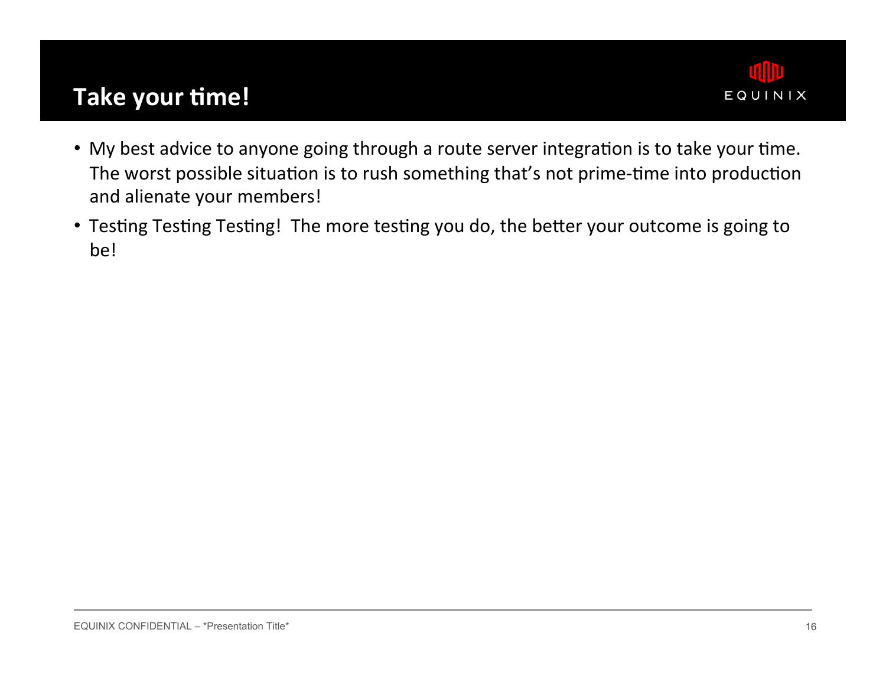# Take your time!

- My best advice to anyone going through a route server integration is to take your time. The worst possible situation is to rush something that's not prime-time into production and alienate your members!
- Testing Testing Testing! The more testing you do, the better your outcome is going to be!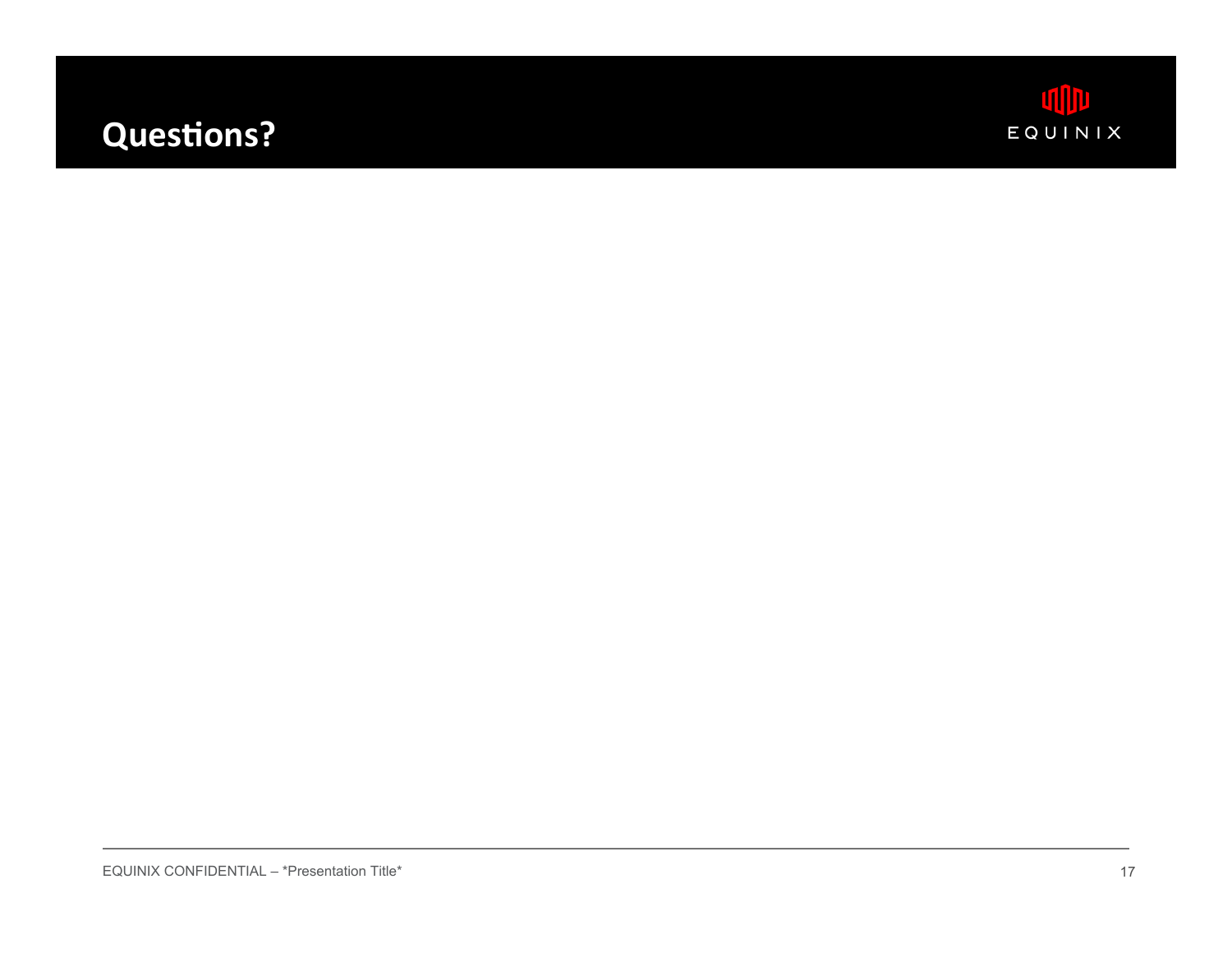# Questions?